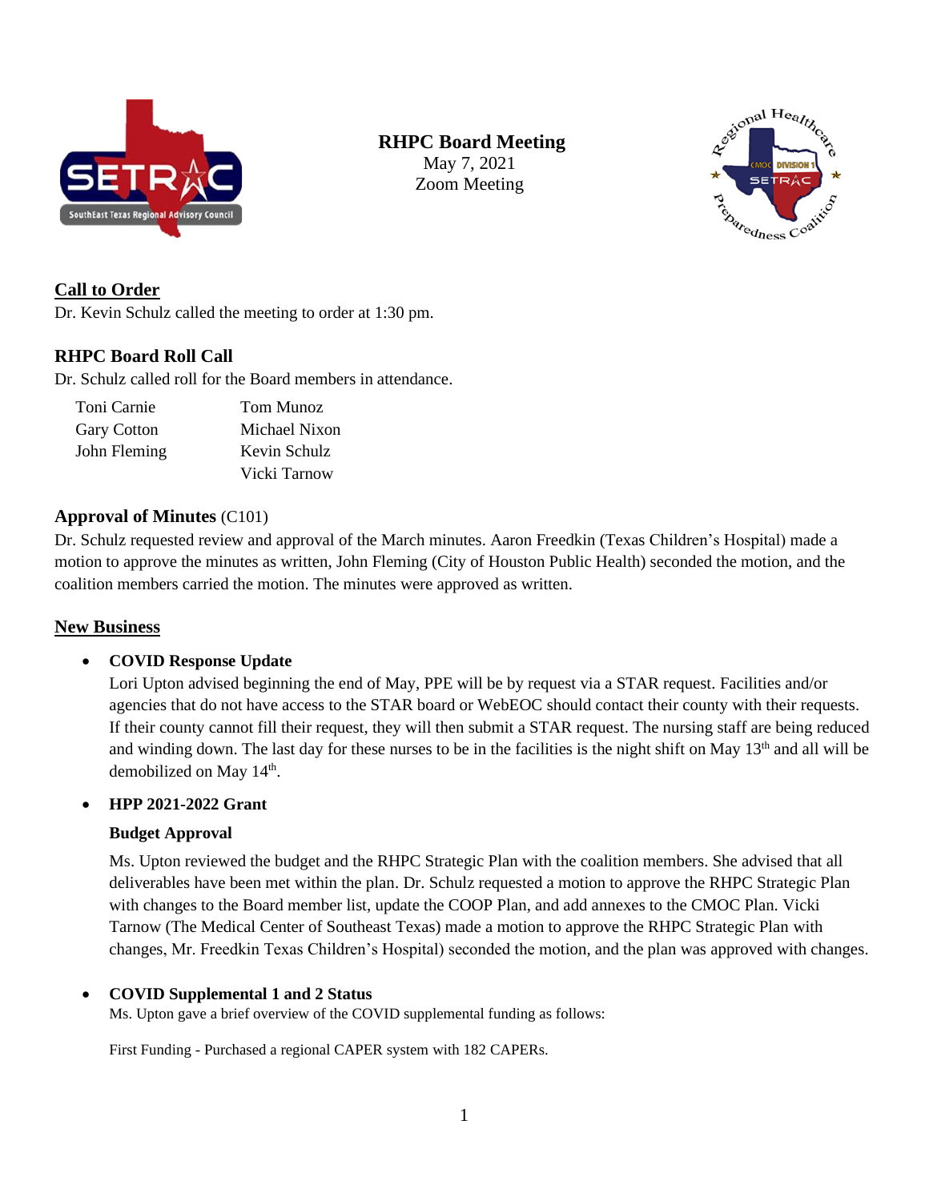# RHPC Board Meeting

May 7, 2021
Zoom Meeting

## Call to Order

Dr. Kevin Schulz called the meeting to order at 1:30 pm.

## RHPC Board Roll Call

Dr. Schulz called roll for the Board members in attendance.

| | |
|---|---|
| Toni Carnie | Tom Munoz |
| Gary Cotton | Michael Nixon |
| John Fleming | Kevin Schulz |
| | Vicki Tarnow |

## Approval of Minutes (C101)

Dr. Schulz requested review and approval of the March minutes. Aaron Freedkin (Texas Children's Hospital) made a motion to approve the minutes as written, John Fleming (City of Houston Public Health) seconded the motion, and the coalition members carried the motion. The minutes were approved as written.

## New Business

- **COVID Response Update**
  Lori Upton advised beginning the end of May, PPE will be by request via a STAR request. Facilities and/or agencies that do not have access to the STAR board or WebEOC should contact their county with their requests. If their county cannot fill their request, they will then submit a STAR request. The nursing staff are being reduced and winding down. The last day for these nurses to be in the facilities is the night shift on May 13th and all will be demobilized on May 14th.

- **HPP 2021-2022 Grant**

  **Budget Approval**

  Ms. Upton reviewed the budget and the RHPC Strategic Plan with the coalition members. She advised that all deliverables have been met within the plan. Dr. Schulz requested a motion to approve the RHPC Strategic Plan with changes to the Board member list, update the COOP Plan, and add annexes to the CMOC Plan. Vicki Tarnow (The Medical Center of Southeast Texas) made a motion to approve the RHPC Strategic Plan with changes, Mr. Freedkin Texas Children's Hospital) seconded the motion, and the plan was approved with changes.

- **COVID Supplemental 1 and 2 Status**
  Ms. Upton gave a brief overview of the COVID supplemental funding as follows:

  First Funding - Purchased a regional CAPER system with 182 CAPERs.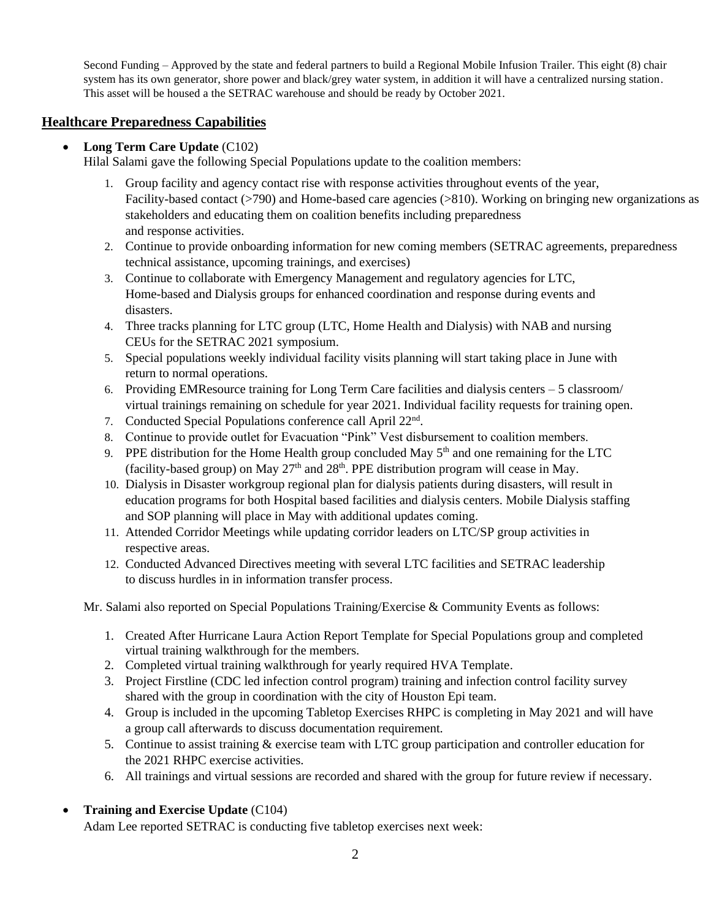Second Funding – Approved by the state and federal partners to build a Regional Mobile Infusion Trailer. This eight (8) chair system has its own generator, shore power and black/grey water system, in addition it will have a centralized nursing station. This asset will be housed a the SETRAC warehouse and should be ready by October 2021.

## Healthcare Preparedness Capabilities

- **Long Term Care Update** (C102)
  Hilal Salami gave the following Special Populations update to the coalition members:

  1. Group facility and agency contact rise with response activities throughout events of the year, Facility-based contact (>790) and Home-based care agencies (>810). Working on bringing new organizations as stakeholders and educating them on coalition benefits including preparedness and response activities.
  2. Continue to provide onboarding information for new coming members (SETRAC agreements, preparedness technical assistance, upcoming trainings, and exercises)
  3. Continue to collaborate with Emergency Management and regulatory agencies for LTC, Home-based and Dialysis groups for enhanced coordination and response during events and disasters.
  4. Three tracks planning for LTC group (LTC, Home Health and Dialysis) with NAB and nursing CEUs for the SETRAC 2021 symposium.
  5. Special populations weekly individual facility visits planning will start taking place in June with return to normal operations.
  6. Providing EMResource training for Long Term Care facilities and dialysis centers – 5 classroom/ virtual trainings remaining on schedule for year 2021. Individual facility requests for training open.
  7. Conducted Special Populations conference call April 22nd.
  8. Continue to provide outlet for Evacuation "Pink" Vest disbursement to coalition members.
  9. PPE distribution for the Home Health group concluded May 5th and one remaining for the LTC (facility-based group) on May 27th and 28th. PPE distribution program will cease in May.
  10. Dialysis in Disaster workgroup regional plan for dialysis patients during disasters, will result in education programs for both Hospital based facilities and dialysis centers. Mobile Dialysis staffing and SOP planning will place in May with additional updates coming.
  11. Attended Corridor Meetings while updating corridor leaders on LTC/SP group activities in respective areas.
  12. Conducted Advanced Directives meeting with several LTC facilities and SETRAC leadership to discuss hurdles in in information transfer process.

  Mr. Salami also reported on Special Populations Training/Exercise & Community Events as follows:

  1. Created After Hurricane Laura Action Report Template for Special Populations group and completed virtual training walkthrough for the members.
  2. Completed virtual training walkthrough for yearly required HVA Template.
  3. Project Firstline (CDC led infection control program) training and infection control facility survey shared with the group in coordination with the city of Houston Epi team.
  4. Group is included in the upcoming Tabletop Exercises RHPC is completing in May 2021 and will have a group call afterwards to discuss documentation requirement.
  5. Continue to assist training & exercise team with LTC group participation and controller education for the 2021 RHPC exercise activities.
  6. All trainings and virtual sessions are recorded and shared with the group for future review if necessary.

- **Training and Exercise Update** (C104)
  Adam Lee reported SETRAC is conducting five tabletop exercises next week: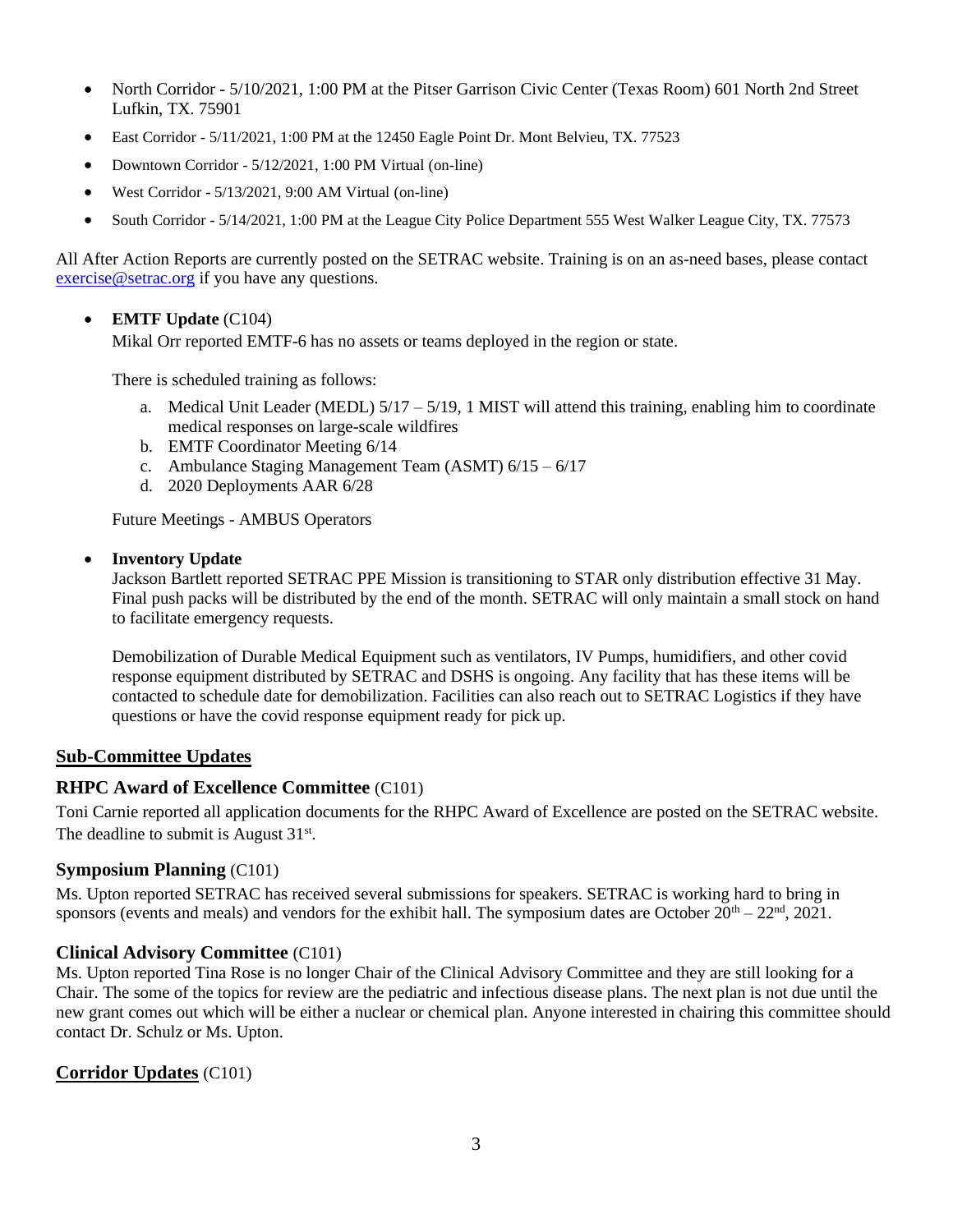- North Corridor - 5/10/2021, 1:00 PM at the Pitser Garrison Civic Center (Texas Room) 601 North 2nd Street Lufkin, TX. 75901
- East Corridor - 5/11/2021, 1:00 PM at the 12450 Eagle Point Dr. Mont Belvieu, TX. 77523
- Downtown Corridor - 5/12/2021, 1:00 PM Virtual (on-line)
- West Corridor - 5/13/2021, 9:00 AM Virtual (on-line)
- South Corridor - 5/14/2021, 1:00 PM at the League City Police Department 555 West Walker League City, TX. 77573

All After Action Reports are currently posted on the SETRAC website. Training is on an as-need bases, please contact exercise@setrac.org if you have any questions.

- **EMTF Update** (C104)
  Mikal Orr reported EMTF-6 has no assets or teams deployed in the region or state.

  There is scheduled training as follows:

  a. Medical Unit Leader (MEDL) 5/17 – 5/19, 1 MIST will attend this training, enabling him to coordinate medical responses on large-scale wildfires
  b. EMTF Coordinator Meeting 6/14
  c. Ambulance Staging Management Team (ASMT) 6/15 – 6/17
  d. 2020 Deployments AAR 6/28

  Future Meetings - AMBUS Operators

- **Inventory Update**
  Jackson Bartlett reported SETRAC PPE Mission is transitioning to STAR only distribution effective 31 May. Final push packs will be distributed by the end of the month. SETRAC will only maintain a small stock on hand to facilitate emergency requests.

  Demobilization of Durable Medical Equipment such as ventilators, IV Pumps, humidifiers, and other covid response equipment distributed by SETRAC and DSHS is ongoing. Any facility that has these items will be contacted to schedule date for demobilization. Facilities can also reach out to SETRAC Logistics if they have questions or have the covid response equipment ready for pick up.

## Sub-Committee Updates

### RHPC Award of Excellence Committee (C101)

Toni Carnie reported all application documents for the RHPC Award of Excellence are posted on the SETRAC website. The deadline to submit is August 31st.

### Symposium Planning (C101)

Ms. Upton reported SETRAC has received several submissions for speakers. SETRAC is working hard to bring in sponsors (events and meals) and vendors for the exhibit hall. The symposium dates are October 20th – 22nd, 2021.

### Clinical Advisory Committee (C101)

Ms. Upton reported Tina Rose is no longer Chair of the Clinical Advisory Committee and they are still looking for a Chair. The some of the topics for review are the pediatric and infectious disease plans. The next plan is not due until the new grant comes out which will be either a nuclear or chemical plan. Anyone interested in chairing this committee should contact Dr. Schulz or Ms. Upton.

## Corridor Updates (C101)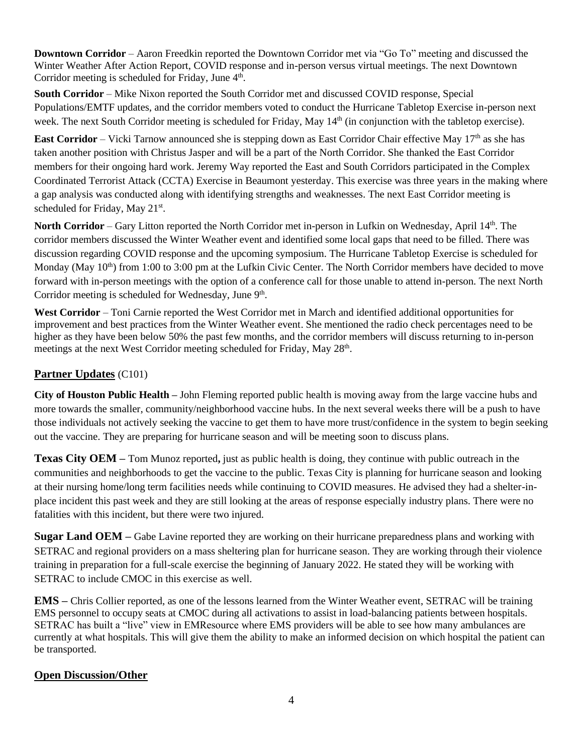**Downtown Corridor** – Aaron Freedkin reported the Downtown Corridor met via "Go To" meeting and discussed the Winter Weather After Action Report, COVID response and in-person versus virtual meetings. The next Downtown Corridor meeting is scheduled for Friday, June 4th.

**South Corridor** – Mike Nixon reported the South Corridor met and discussed COVID response, Special Populations/EMTF updates, and the corridor members voted to conduct the Hurricane Tabletop Exercise in-person next week. The next South Corridor meeting is scheduled for Friday, May 14th (in conjunction with the tabletop exercise).

**East Corridor** – Vicki Tarnow announced she is stepping down as East Corridor Chair effective May 17th as she has taken another position with Christus Jasper and will be a part of the North Corridor. She thanked the East Corridor members for their ongoing hard work. Jeremy Way reported the East and South Corridors participated in the Complex Coordinated Terrorist Attack (CCTA) Exercise in Beaumont yesterday. This exercise was three years in the making where a gap analysis was conducted along with identifying strengths and weaknesses. The next East Corridor meeting is scheduled for Friday, May 21st.

**North Corridor** – Gary Litton reported the North Corridor met in-person in Lufkin on Wednesday, April 14th. The corridor members discussed the Winter Weather event and identified some local gaps that need to be filled. There was discussion regarding COVID response and the upcoming symposium. The Hurricane Tabletop Exercise is scheduled for Monday (May 10th) from 1:00 to 3:00 pm at the Lufkin Civic Center. The North Corridor members have decided to move forward with in-person meetings with the option of a conference call for those unable to attend in-person. The next North Corridor meeting is scheduled for Wednesday, June 9th.

**West Corridor** – Toni Carnie reported the West Corridor met in March and identified additional opportunities for improvement and best practices from the Winter Weather event. She mentioned the radio check percentages need to be higher as they have been below 50% the past few months, and the corridor members will discuss returning to in-person meetings at the next West Corridor meeting scheduled for Friday, May 28th.

## Partner Updates (C101)

**City of Houston Public Health –** John Fleming reported public health is moving away from the large vaccine hubs and more towards the smaller, community/neighborhood vaccine hubs. In the next several weeks there will be a push to have those individuals not actively seeking the vaccine to get them to have more trust/confidence in the system to begin seeking out the vaccine. They are preparing for hurricane season and will be meeting soon to discuss plans.

**Texas City OEM –** Tom Munoz reported**,** just as public health is doing, they continue with public outreach in the communities and neighborhoods to get the vaccine to the public. Texas City is planning for hurricane season and looking at their nursing home/long term facilities needs while continuing to COVID measures. He advised they had a shelter-in-place incident this past week and they are still looking at the areas of response especially industry plans. There were no fatalities with this incident, but there were two injured.

**Sugar Land OEM –** Gabe Lavine reported they are working on their hurricane preparedness plans and working with SETRAC and regional providers on a mass sheltering plan for hurricane season. They are working through their violence training in preparation for a full-scale exercise the beginning of January 2022. He stated they will be working with SETRAC to include CMOC in this exercise as well.

**EMS –** Chris Collier reported, as one of the lessons learned from the Winter Weather event, SETRAC will be training EMS personnel to occupy seats at CMOC during all activations to assist in load-balancing patients between hospitals. SETRAC has built a "live" view in EMResource where EMS providers will be able to see how many ambulances are currently at what hospitals. This will give them the ability to make an informed decision on which hospital the patient can be transported.

## Open Discussion/Other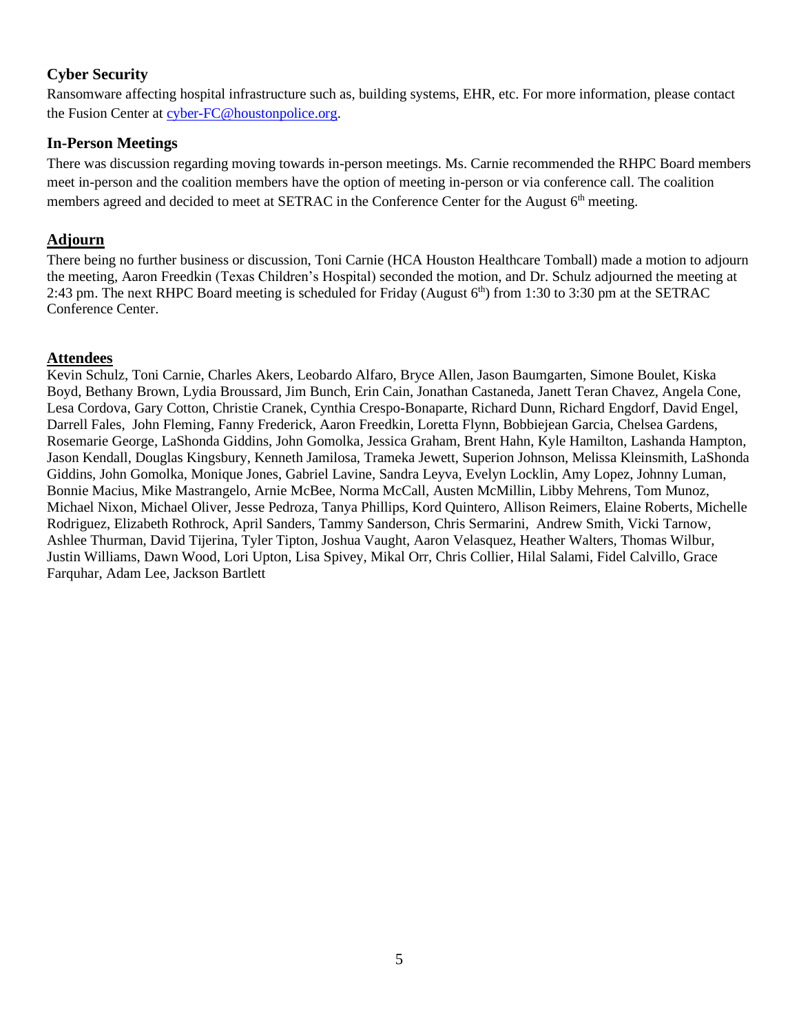### Cyber Security

Ransomware affecting hospital infrastructure such as, building systems, EHR, etc. For more information, please contact the Fusion Center at cyber-FC@houstonpolice.org.

### In-Person Meetings

There was discussion regarding moving towards in-person meetings. Ms. Carnie recommended the RHPC Board members meet in-person and the coalition members have the option of meeting in-person or via conference call. The coalition members agreed and decided to meet at SETRAC in the Conference Center for the August 6th meeting.

## Adjourn

There being no further business or discussion, Toni Carnie (HCA Houston Healthcare Tomball) made a motion to adjourn the meeting, Aaron Freedkin (Texas Children's Hospital) seconded the motion, and Dr. Schulz adjourned the meeting at 2:43 pm. The next RHPC Board meeting is scheduled for Friday (August 6th) from 1:30 to 3:30 pm at the SETRAC Conference Center.

## Attendees

Kevin Schulz, Toni Carnie, Charles Akers, Leobardo Alfaro, Bryce Allen, Jason Baumgarten, Simone Boulet, Kiska Boyd, Bethany Brown, Lydia Broussard, Jim Bunch, Erin Cain, Jonathan Castaneda, Janett Teran Chavez, Angela Cone, Lesa Cordova, Gary Cotton, Christie Cranek, Cynthia Crespo-Bonaparte, Richard Dunn, Richard Engdorf, David Engel, Darrell Fales, John Fleming, Fanny Frederick, Aaron Freedkin, Loretta Flynn, Bobbiejean Garcia, Chelsea Gardens, Rosemarie George, LaShonda Giddins, John Gomolka, Jessica Graham, Brent Hahn, Kyle Hamilton, Lashanda Hampton, Jason Kendall, Douglas Kingsbury, Kenneth Jamilosa, Trameka Jewett, Superion Johnson, Melissa Kleinsmith, LaShonda Giddins, John Gomolka, Monique Jones, Gabriel Lavine, Sandra Leyva, Evelyn Locklin, Amy Lopez, Johnny Luman, Bonnie Macius, Mike Mastrangelo, Arnie McBee, Norma McCall, Austen McMillin, Libby Mehrens, Tom Munoz, Michael Nixon, Michael Oliver, Jesse Pedroza, Tanya Phillips, Kord Quintero, Allison Reimers, Elaine Roberts, Michelle Rodriguez, Elizabeth Rothrock, April Sanders, Tammy Sanderson, Chris Sermarini, Andrew Smith, Vicki Tarnow, Ashlee Thurman, David Tijerina, Tyler Tipton, Joshua Vaught, Aaron Velasquez, Heather Walters, Thomas Wilbur, Justin Williams, Dawn Wood, Lori Upton, Lisa Spivey, Mikal Orr, Chris Collier, Hilal Salami, Fidel Calvillo, Grace Farquhar, Adam Lee, Jackson Bartlett